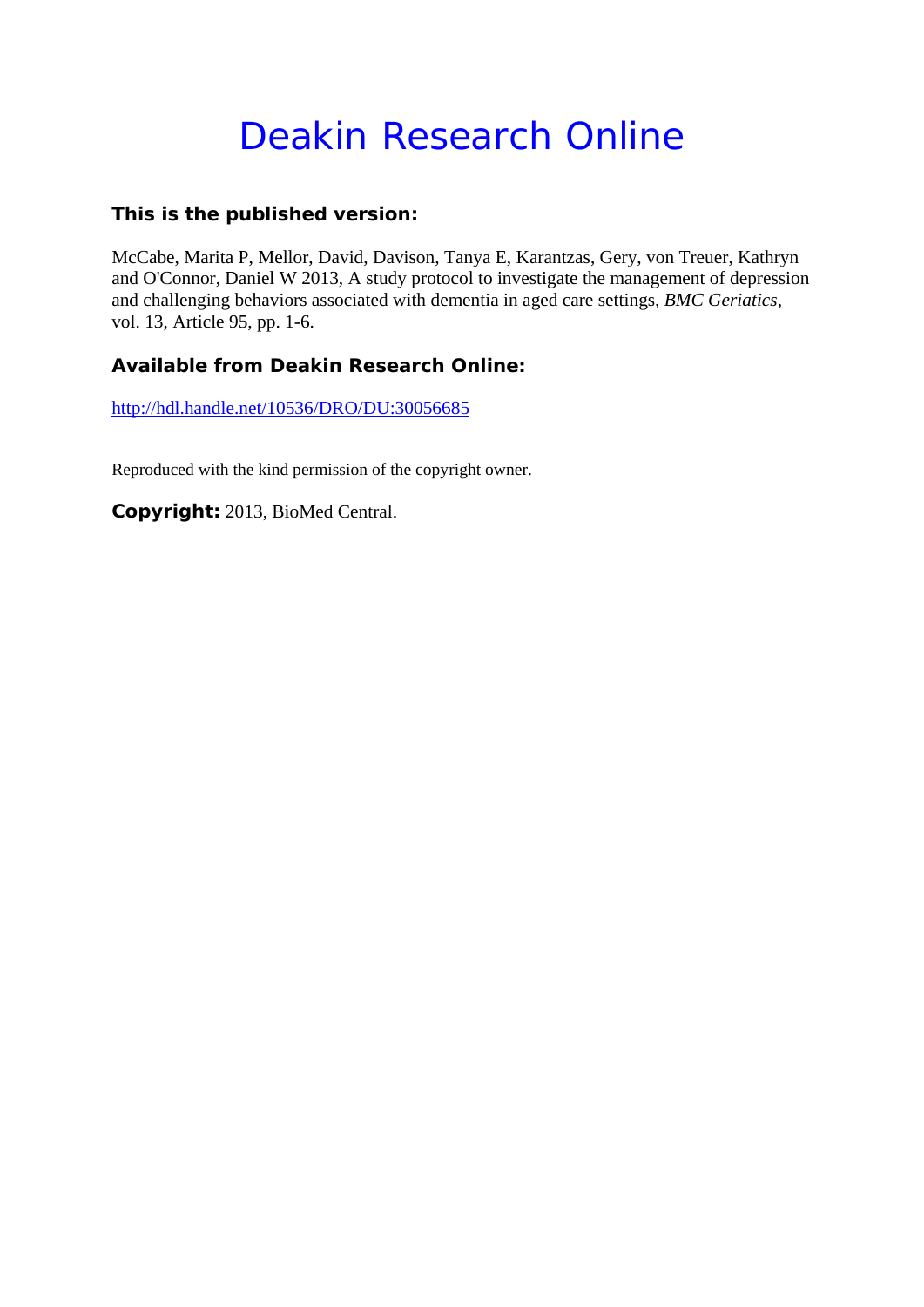# Deakin Research Online

### This is the published version:

McCabe, Marita P, Mellor, David, Davison, Tanya E, Karantzas, Gery, von Treuer, Kathryn and O'Connor, Daniel W 2013, A study protocol to investigate the management of depression and challenging behaviors associated with dementia in aged care settings, *BMC Geriatics*, vol. 13, Article 95, pp. 1-6.

### Available from Deakin Research Online:

http://hdl.handle.net/10536/DRO/DU:30056685

Reproduced with the kind permission of the copyright owner.

**Copyright:** 2013, BioMed Central.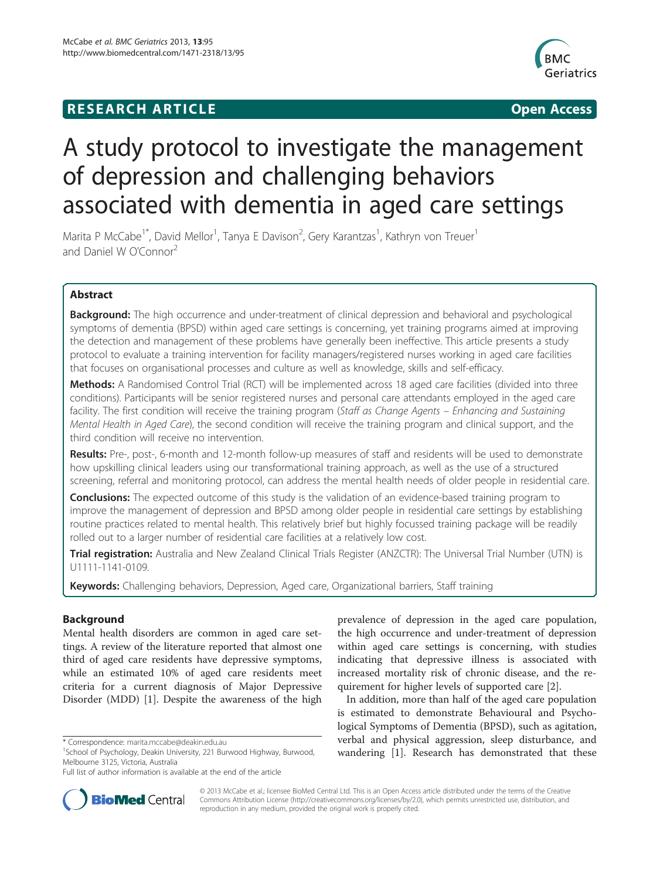# A study protocol to investigate the management of depression and challenging behaviors associated with dementia in aged care settings

Marita P McCabe[1*], David Mellor[1], Tanya E Davison[2], Gery Karantzas[1], Kathryn von Treuer[1] and Daniel W O'Connor[2]

## Abstract

**Background:** The high occurrence and under-treatment of clinical depression and behavioral and psychological symptoms of dementia (BPSD) within aged care settings is concerning, yet training programs aimed at improving the detection and management of these problems have generally been ineffective. This article presents a study protocol to evaluate a training intervention for facility managers/registered nurses working in aged care facilities that focuses on organisational processes and culture as well as knowledge, skills and self-efficacy.

**Methods:** A Randomised Control Trial (RCT) will be implemented across 18 aged care facilities (divided into three conditions). Participants will be senior registered nurses and personal care attendants employed in the aged care facility. The first condition will receive the training program (*Staff as Change Agents – Enhancing and Sustaining Mental Health in Aged Care*), the second condition will receive the training program and clinical support, and the third condition will receive no intervention.

**Results:** Pre-, post-, 6-month and 12-month follow-up measures of staff and residents will be used to demonstrate how upskilling clinical leaders using our transformational training approach, as well as the use of a structured screening, referral and monitoring protocol, can address the mental health needs of older people in residential care.

**Conclusions:** The expected outcome of this study is the validation of an evidence-based training program to improve the management of depression and BPSD among older people in residential care settings by establishing routine practices related to mental health. This relatively brief but highly focussed training package will be readily rolled out to a larger number of residential care facilities at a relatively low cost.

**Trial registration:** Australia and New Zealand Clinical Trials Register (ANZCTR): The Universal Trial Number (UTN) is U1111-1141-0109.

**Keywords:** Challenging behaviors, Depression, Aged care, Organizational barriers, Staff training

## Background

Mental health disorders are common in aged care settings. A review of the literature reported that almost one third of aged care residents have depressive symptoms, while an estimated 10% of aged care residents meet criteria for a current diagnosis of Major Depressive Disorder (MDD) [1]. Despite the awareness of the high prevalence of depression in the aged care population, the high occurrence and under-treatment of depression within aged care settings is concerning, with studies indicating that depressive illness is associated with increased mortality risk of chronic disease, and the requirement for higher levels of supported care [2].

In addition, more than half of the aged care population is estimated to demonstrate Behavioural and Psychological Symptoms of Dementia (BPSD), such as agitation, verbal and physical aggression, sleep disturbance, and wandering [1]. Research has demonstrated that these

\* Correspondence: marita.mccabe@deakin.edu.au
[1]School of Psychology, Deakin University, 221 Burwood Highway, Burwood, Melbourne 3125, Victoria, Australia
Full list of author information is available at the end of the article

© 2013 McCabe et al.; licensee BioMed Central Ltd. This is an Open Access article distributed under the terms of the Creative Commons Attribution License (http://creativecommons.org/licenses/by/2.0), which permits unrestricted use, distribution, and reproduction in any medium, provided the original work is properly cited.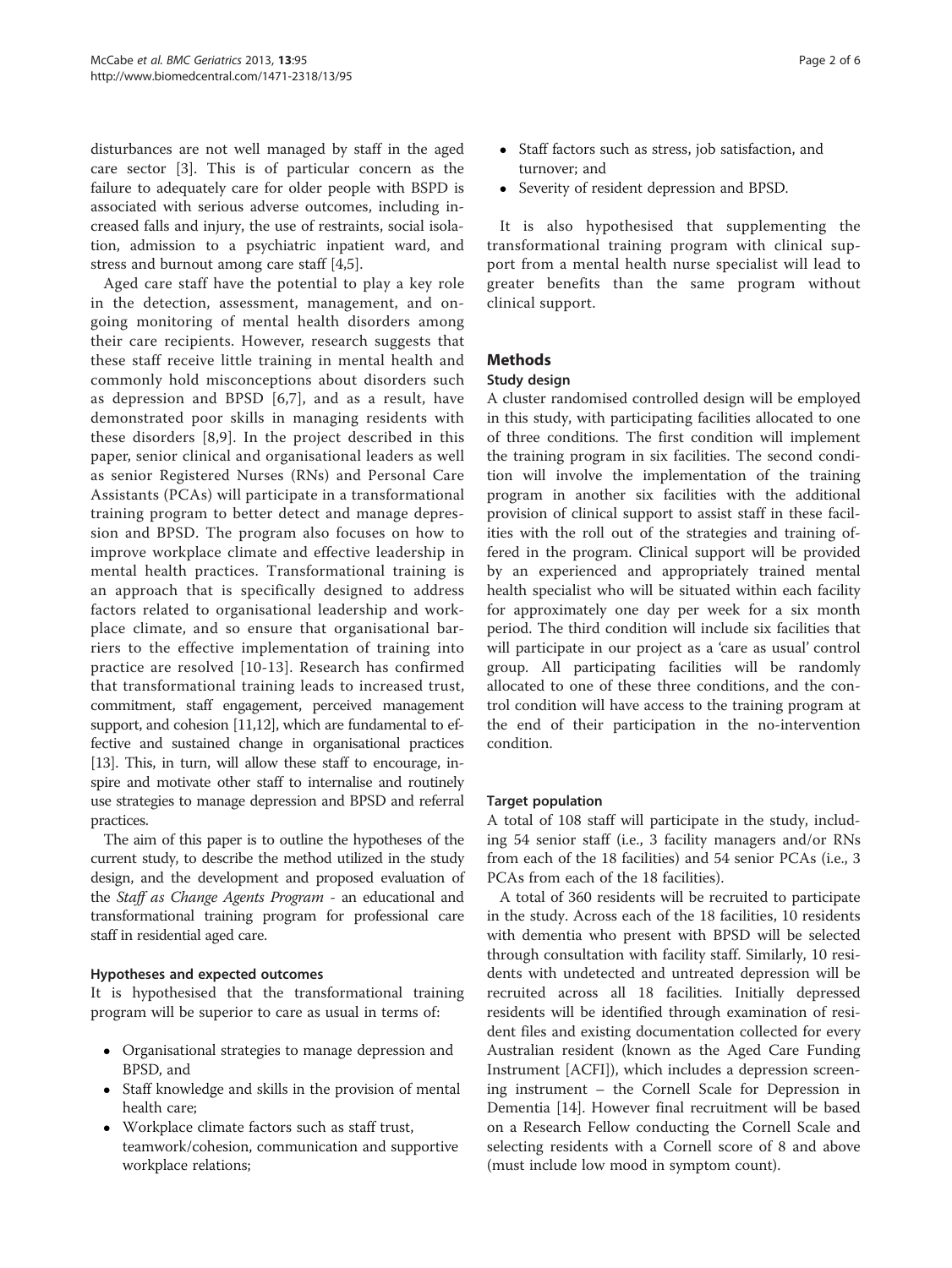disturbances are not well managed by staff in the aged care sector [3]. This is of particular concern as the failure to adequately care for older people with BSPD is associated with serious adverse outcomes, including increased falls and injury, the use of restraints, social isolation, admission to a psychiatric inpatient ward, and stress and burnout among care staff [4,5].

Aged care staff have the potential to play a key role in the detection, assessment, management, and ongoing monitoring of mental health disorders among their care recipients. However, research suggests that these staff receive little training in mental health and commonly hold misconceptions about disorders such as depression and BPSD [6,7], and as a result, have demonstrated poor skills in managing residents with these disorders [8,9]. In the project described in this paper, senior clinical and organisational leaders as well as senior Registered Nurses (RNs) and Personal Care Assistants (PCAs) will participate in a transformational training program to better detect and manage depression and BPSD. The program also focuses on how to improve workplace climate and effective leadership in mental health practices. Transformational training is an approach that is specifically designed to address factors related to organisational leadership and workplace climate, and so ensure that organisational barriers to the effective implementation of training into practice are resolved [10-13]. Research has confirmed that transformational training leads to increased trust, commitment, staff engagement, perceived management support, and cohesion [11,12], which are fundamental to effective and sustained change in organisational practices [13]. This, in turn, will allow these staff to encourage, inspire and motivate other staff to internalise and routinely use strategies to manage depression and BPSD and referral practices.

The aim of this paper is to outline the hypotheses of the current study, to describe the method utilized in the study design, and the development and proposed evaluation of the *Staff as Change Agents Program* - an educational and transformational training program for professional care staff in residential aged care.

### Hypotheses and expected outcomes

It is hypothesised that the transformational training program will be superior to care as usual in terms of:

- Organisational strategies to manage depression and BPSD, and
- Staff knowledge and skills in the provision of mental health care;
- Workplace climate factors such as staff trust, teamwork/cohesion, communication and supportive workplace relations;
- Staff factors such as stress, job satisfaction, and turnover; and
- Severity of resident depression and BPSD.

It is also hypothesised that supplementing the transformational training program with clinical support from a mental health nurse specialist will lead to greater benefits than the same program without clinical support.

## Methods

### Study design

A cluster randomised controlled design will be employed in this study, with participating facilities allocated to one of three conditions. The first condition will implement the training program in six facilities. The second condition will involve the implementation of the training program in another six facilities with the additional provision of clinical support to assist staff in these facilities with the roll out of the strategies and training offered in the program. Clinical support will be provided by an experienced and appropriately trained mental health specialist who will be situated within each facility for approximately one day per week for a six month period. The third condition will include six facilities that will participate in our project as a 'care as usual' control group. All participating facilities will be randomly allocated to one of these three conditions, and the control condition will have access to the training program at the end of their participation in the no-intervention condition.

### Target population

A total of 108 staff will participate in the study, including 54 senior staff (i.e., 3 facility managers and/or RNs from each of the 18 facilities) and 54 senior PCAs (i.e., 3 PCAs from each of the 18 facilities).

A total of 360 residents will be recruited to participate in the study. Across each of the 18 facilities, 10 residents with dementia who present with BPSD will be selected through consultation with facility staff. Similarly, 10 residents with undetected and untreated depression will be recruited across all 18 facilities. Initially depressed residents will be identified through examination of resident files and existing documentation collected for every Australian resident (known as the Aged Care Funding Instrument [ACFI]), which includes a depression screening instrument – the Cornell Scale for Depression in Dementia [14]. However final recruitment will be based on a Research Fellow conducting the Cornell Scale and selecting residents with a Cornell score of 8 and above (must include low mood in symptom count).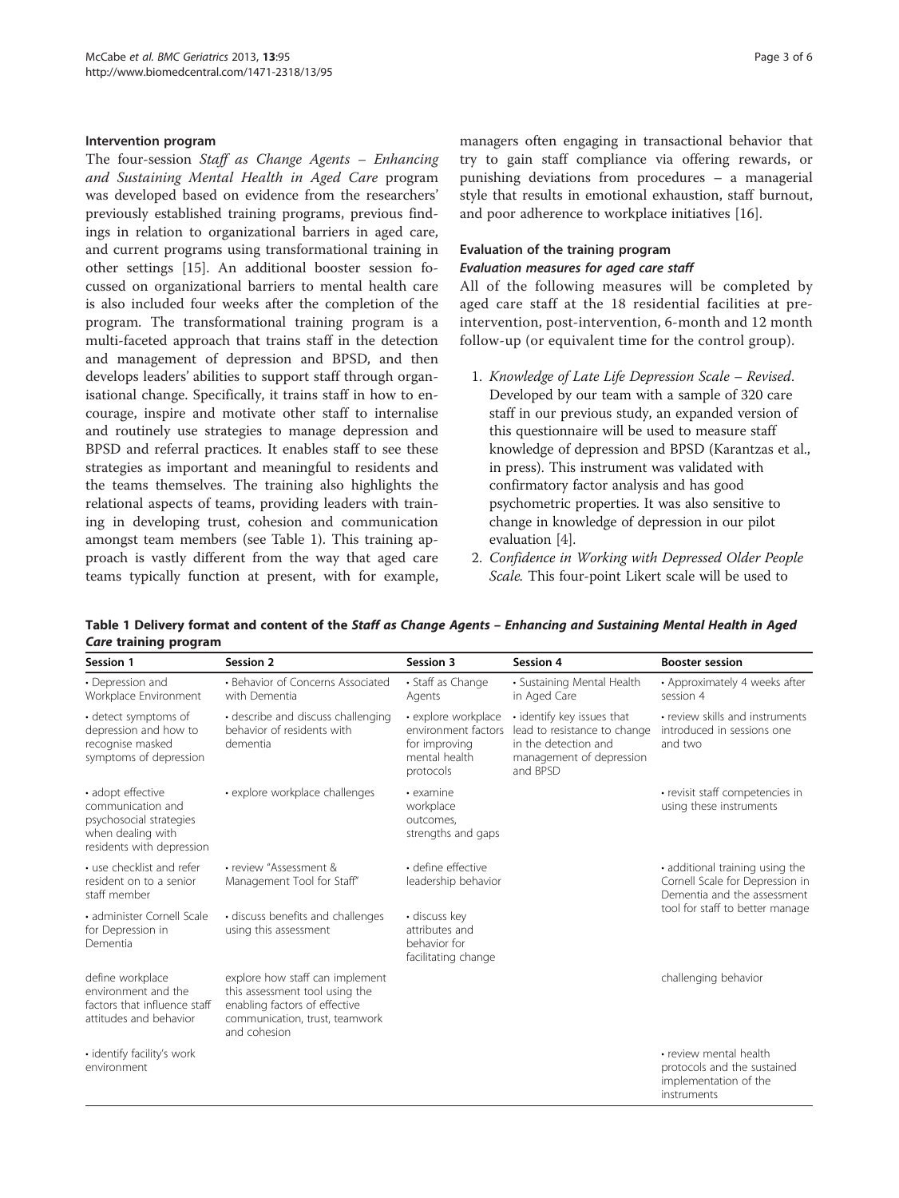### Intervention program

The four-session *Staff as Change Agents – Enhancing and Sustaining Mental Health in Aged Care* program was developed based on evidence from the researchers' previously established training programs, previous findings in relation to organizational barriers in aged care, and current programs using transformational training in other settings [15]. An additional booster session focussed on organizational barriers to mental health care is also included four weeks after the completion of the program. The transformational training program is a multi-faceted approach that trains staff in the detection and management of depression and BPSD, and then develops leaders' abilities to support staff through organisational change. Specifically, it trains staff in how to encourage, inspire and motivate other staff to internalise and routinely use strategies to manage depression and BPSD and referral practices. It enables staff to see these strategies as important and meaningful to residents and the teams themselves. The training also highlights the relational aspects of teams, providing leaders with training in developing trust, cohesion and communication amongst team members (see Table 1). This training approach is vastly different from the way that aged care teams typically function at present, with for example, managers often engaging in transactional behavior that try to gain staff compliance via offering rewards, or punishing deviations from procedures – a managerial style that results in emotional exhaustion, staff burnout, and poor adherence to workplace initiatives [16].

### Evaluation of the training program

#### Evaluation measures for aged care staff

All of the following measures will be completed by aged care staff at the 18 residential facilities at pre-intervention, post-intervention, 6-month and 12 month follow-up (or equivalent time for the control group).

1. *Knowledge of Late Life Depression Scale – Revised*. Developed by our team with a sample of 320 care staff in our previous study, an expanded version of this questionnaire will be used to measure staff knowledge of depression and BPSD (Karantzas et al., in press). This instrument was validated with confirmatory factor analysis and has good psychometric properties. It was also sensitive to change in knowledge of depression in our pilot evaluation [4].
2. *Confidence in Working with Depressed Older People Scale*. This four-point Likert scale will be used to

**Table 1 Delivery format and content of the *Staff as Change Agents – Enhancing and Sustaining Mental Health in Aged Care* training program**

| Session 1 | Session 2 | Session 3 | Session 4 | Booster session |
|---|---|---|---|---|
| • Depression and Workplace Environment | • Behavior of Concerns Associated with Dementia | • Staff as Change Agents | • Sustaining Mental Health in Aged Care | • Approximately 4 weeks after session 4 |
| • detect symptoms of depression and how to recognise masked symptoms of depression | • describe and discuss challenging behavior of residents with dementia | • explore workplace environment factors for improving mental health protocols | • identify key issues that lead to resistance to change in the detection and management of depression and BPSD | • review skills and instruments introduced in sessions one and two |
| • adopt effective communication and psychosocial strategies when dealing with residents with depression | • explore workplace challenges | • examine workplace outcomes, strengths and gaps | | • revisit staff competencies in using these instruments |
| • use checklist and refer resident on to a senior staff member | • review "Assessment & Management Tool for Staff" | • define effective leadership behavior | | • additional training using the Cornell Scale for Depression in Dementia and the assessment tool for staff to better manage |
| • administer Cornell Scale for Depression in Dementia | • discuss benefits and challenges using this assessment | • discuss key attributes and behavior for facilitating change | | |
| define workplace environment and the factors that influence staff attitudes and behavior | explore how staff can implement this assessment tool using the enabling factors of effective communication, trust, teamwork and cohesion | | | challenging behavior |
| • identify facility's work environment | | | | • review mental health protocols and the sustained implementation of the instruments |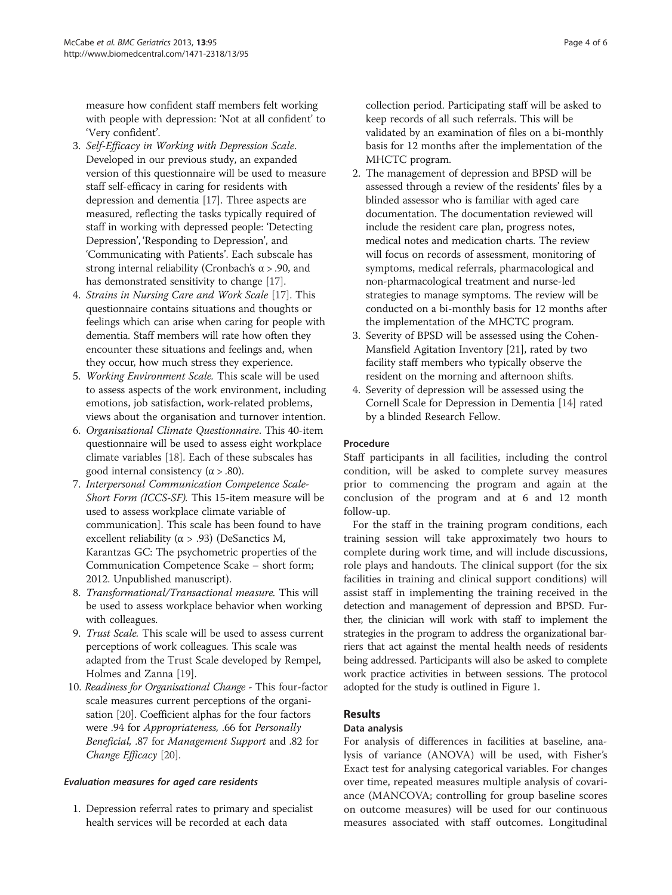measure how confident staff members felt working with people with depression: 'Not at all confident' to 'Very confident'.

3. *Self-Efficacy in Working with Depression Scale.* Developed in our previous study, an expanded version of this questionnaire will be used to measure staff self-efficacy in caring for residents with depression and dementia [17]. Three aspects are measured, reflecting the tasks typically required of staff in working with depressed people: 'Detecting Depression', 'Responding to Depression', and 'Communicating with Patients'. Each subscale has strong internal reliability (Cronbach's $\alpha > .90$, and has demonstrated sensitivity to change [17].
4. *Strains in Nursing Care and Work Scale* [17]. This questionnaire contains situations and thoughts or feelings which can arise when caring for people with dementia. Staff members will rate how often they encounter these situations and feelings and, when they occur, how much stress they experience.
5. *Working Environment Scale.* This scale will be used to assess aspects of the work environment, including emotions, job satisfaction, work-related problems, views about the organisation and turnover intention.
6. *Organisational Climate Questionnaire*. This 40-item questionnaire will be used to assess eight workplace climate variables [18]. Each of these subscales has good internal consistency ($\alpha > .80$).
7. *Interpersonal Communication Competence Scale-Short Form (ICCS-SF).* This 15-item measure will be used to assess workplace climate variable of communication]. This scale has been found to have excellent reliability ($\alpha > .93$) (DeSanctics M, Karantzas GC: The psychometric properties of the Communication Competence Scake – short form; 2012. Unpublished manuscript).
8. *Transformational/Transactional measure.* This will be used to assess workplace behavior when working with colleagues.
9. *Trust Scale.* This scale will be used to assess current perceptions of work colleagues. This scale was adapted from the Trust Scale developed by Rempel, Holmes and Zanna [19].
10. *Readiness for Organisational Change* - This four-factor scale measures current perceptions of the organisation [20]. Coefficient alphas for the four factors were .94 for *Appropriateness*, .66 for *Personally Beneficial*, .87 for *Management Support* and .82 for *Change Efficacy* [20].

#### *Evaluation measures for aged care residents*

1. Depression referral rates to primary and specialist health services will be recorded at each data collection period. Participating staff will be asked to keep records of all such referrals. This will be validated by an examination of files on a bi-monthly basis for 12 months after the implementation of the MHCTC program.
2. The management of depression and BPSD will be assessed through a review of the residents' files by a blinded assessor who is familiar with aged care documentation. The documentation reviewed will include the resident care plan, progress notes, medical notes and medication charts. The review will focus on records of assessment, monitoring of symptoms, medical referrals, pharmacological and non-pharmacological treatment and nurse-led strategies to manage symptoms. The review will be conducted on a bi-monthly basis for 12 months after the implementation of the MHCTC program.
3. Severity of BPSD will be assessed using the Cohen-Mansfield Agitation Inventory [21], rated by two facility staff members who typically observe the resident on the morning and afternoon shifts.
4. Severity of depression will be assessed using the Cornell Scale for Depression in Dementia [14] rated by a blinded Research Fellow.

### Procedure

Staff participants in all facilities, including the control condition, will be asked to complete survey measures prior to commencing the program and again at the conclusion of the program and at 6 and 12 month follow-up.

For the staff in the training program conditions, each training session will take approximately two hours to complete during work time, and will include discussions, role plays and handouts. The clinical support (for the six facilities in training and clinical support conditions) will assist staff in implementing the training received in the detection and management of depression and BPSD. Further, the clinician will work with staff to implement the strategies in the program to address the organizational barriers that act against the mental health needs of residents being addressed. Participants will also be asked to complete work practice activities in between sessions. The protocol adopted for the study is outlined in Figure 1.

## Results

### Data analysis

For analysis of differences in facilities at baseline, analysis of variance (ANOVA) will be used, with Fisher's Exact test for analysing categorical variables. For changes over time, repeated measures multiple analysis of covariance (MANCOVA; controlling for group baseline scores on outcome measures) will be used for our continuous measures associated with staff outcomes. Longitudinal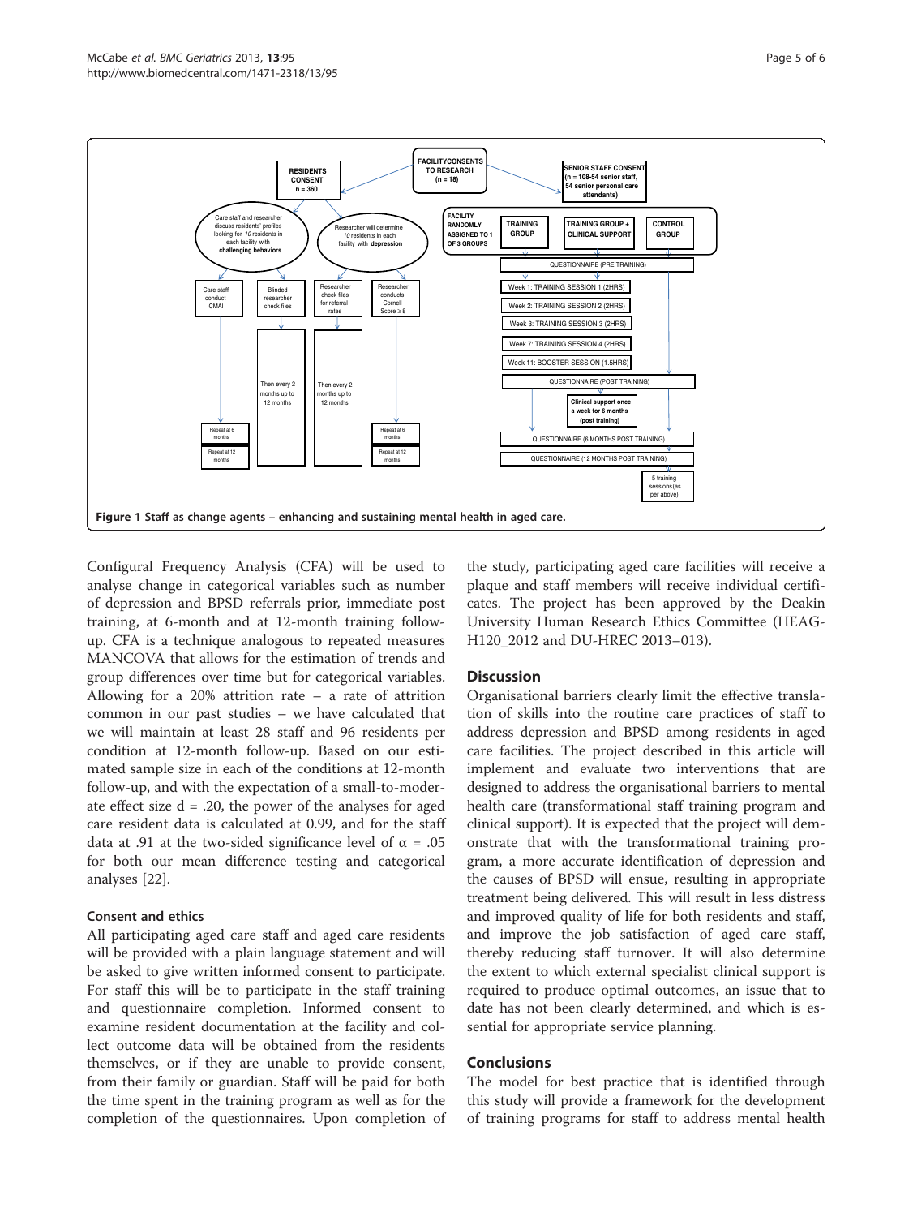Figure 1 Staff as change agents – enhancing and sustaining mental health in aged care.

Configural Frequency Analysis (CFA) will be used to analyse change in categorical variables such as number of depression and BPSD referrals prior, immediate post training, at 6-month and at 12-month training follow-up. CFA is a technique analogous to repeated measures MANCOVA that allows for the estimation of trends and group differences over time but for categorical variables. Allowing for a 20% attrition rate – a rate of attrition common in our past studies – we have calculated that we will maintain at least 28 staff and 96 residents per condition at 12-month follow-up. Based on our estimated sample size in each of the conditions at 12-month follow-up, and with the expectation of a small-to-moderate effect size $d = .20$, the power of the analyses for aged care resident data is calculated at 0.99, and for the staff data at .91 at the two-sided significance level of $\alpha = .05$ for both our mean difference testing and categorical analyses [22].

### Consent and ethics

All participating aged care staff and aged care residents will be provided with a plain language statement and will be asked to give written informed consent to participate. For staff this will be to participate in the staff training and questionnaire completion. Informed consent to examine resident documentation at the facility and collect outcome data will be obtained from the residents themselves, or if they are unable to provide consent, from their family or guardian. Staff will be paid for both the time spent in the training program as well as for the completion of the questionnaires. Upon completion of the study, participating aged care facilities will receive a plaque and staff members will receive individual certificates. The project has been approved by the Deakin University Human Research Ethics Committee (HEAG-H120_2012 and DU-HREC 2013–013).

## Discussion

Organisational barriers clearly limit the effective translation of skills into the routine care practices of staff to address depression and BPSD among residents in aged care facilities. The project described in this article will implement and evaluate two interventions that are designed to address the organisational barriers to mental health care (transformational staff training program and clinical support). It is expected that the project will demonstrate that with the transformational training program, a more accurate identification of depression and the causes of BPSD will ensue, resulting in appropriate treatment being delivered. This will result in less distress and improved quality of life for both residents and staff, and improve the job satisfaction of aged care staff, thereby reducing staff turnover. It will also determine the extent to which external specialist clinical support is required to produce optimal outcomes, an issue that to date has not been clearly determined, and which is essential for appropriate service planning.

## Conclusions

The model for best practice that is identified through this study will provide a framework for the development of training programs for staff to address mental health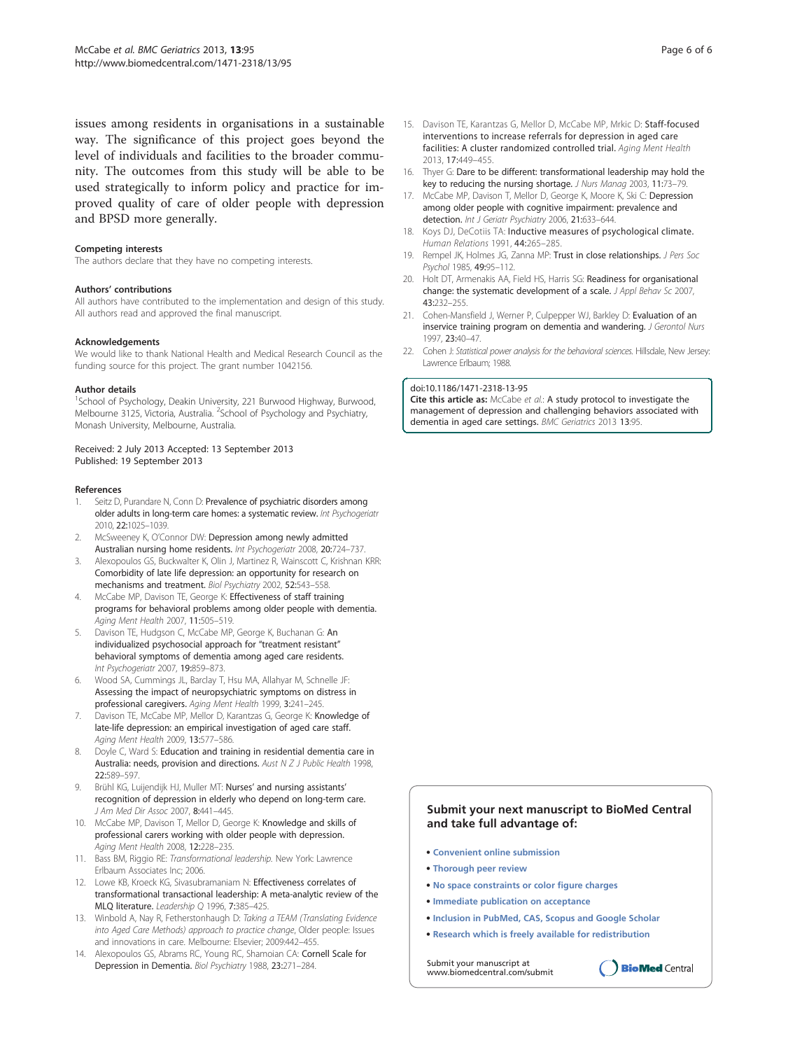issues among residents in organisations in a sustainable way. The significance of this project goes beyond the level of individuals and facilities to the broader community. The outcomes from this study will be able to be used strategically to inform policy and practice for improved quality of care of older people with depression and BPSD more generally.

#### Competing interests
The authors declare that they have no competing interests.

#### Authors' contributions
All authors have contributed to the implementation and design of this study. All authors read and approved the final manuscript.

#### Acknowledgements
We would like to thank National Health and Medical Research Council as the funding source for this project. The grant number 1042156.

#### Author details
[1]School of Psychology, Deakin University, 221 Burwood Highway, Burwood, Melbourne 3125, Victoria, Australia. [2]School of Psychology and Psychiatry, Monash University, Melbourne, Australia.

Received: 2 July 2013 Accepted: 13 September 2013
Published: 19 September 2013

#### References

1. Seitz D, Purandare N, Conn D: **Prevalence of psychiatric disorders among older adults in long-term care homes: a systematic review.** *Int Psychogeriatr* 2010, **22:**1025–1039.
2. McSweeney K, O'Connor DW: **Depression among newly admitted Australian nursing home residents.** *Int Psychogeriatr* 2008, **20:**724–737.
3. Alexopoulos GS, Buckwalter K, Olin J, Martinez R, Wainscott C, Krishnan KRR: **Comorbidity of late life depression: an opportunity for research on mechanisms and treatment.** *Biol Psychiatry* 2002, **52:**543–558.
4. McCabe MP, Davison TE, George K: **Effectiveness of staff training programs for behavioral problems among older people with dementia.** *Aging Ment Health* 2007, **11:**505–519.
5. Davison TE, Hudgson C, McCabe MP, George K, Buchanan G: **An individualized psychosocial approach for "treatment resistant" behavioral symptoms of dementia among aged care residents.** *Int Psychogeriatr* 2007, **19:**859–873.
6. Wood SA, Cummings JL, Barclay T, Hsu MA, Allahyar M, Schnelle JF: **Assessing the impact of neuropsychiatric symptoms on distress in professional caregivers.** *Aging Ment Health* 1999, **3:**241–245.
7. Davison TE, McCabe MP, Mellor D, Karantzas G, George K: **Knowledge of late-life depression: an empirical investigation of aged care staff.** *Aging Ment Health* 2009, **13:**577–586.
8. Doyle C, Ward S: **Education and training in residential dementia care in Australia: needs, provision and directions.** *Aust N Z J Public Health* 1998, **22:**589–597.
9. Brühl KG, Luijendijk HJ, Muller MT: **Nurses' and nursing assistants' recognition of depression in elderly who depend on long-term care.** *J Am Med Dir Assoc* 2007, **8:**441–445.
10. McCabe MP, Davison T, Mellor D, George K: **Knowledge and skills of professional carers working with older people with depression.** *Aging Ment Health* 2008, **12:**228–235.
11. Bass BM, Riggio RE: *Transformational leadership.* New York: Lawrence Erlbaum Associates Inc; 2006.
12. Lowe KB, Kroeck KG, Sivasubramaniam N: **Effectiveness correlates of transformational transactional leadership: A meta-analytic review of the MLQ literature.** *Leadership Q* 1996, **7:**385–425.
13. Winbold A, Nay R, Fetherstonhaugh D: *Taking a TEAM (Translating Evidence into Aged Care Methods) approach to practice change*, Older people: Issues and innovations in care. Melbourne: Elsevier; 2009:442–455.
14. Alexopoulos GS, Abrams RC, Young RC, Shamoian CA: **Cornell Scale for Depression in Dementia.** *Biol Psychiatry* 1988, **23:**271–284.
15. Davison TE, Karantzas G, Mellor D, McCabe MP, Mrkic D: **Staff-focused interventions to increase referrals for depression in aged care facilities: A cluster randomized controlled trial.** *Aging Ment Health* 2013, **17:**449–455.
16. Thyer G: **Dare to be different: transformational leadership may hold the key to reducing the nursing shortage.** *J Nurs Manag* 2003, **11:**73–79.
17. McCabe MP, Davison T, Mellor D, George K, Moore K, Ski C: **Depression among older people with cognitive impairment: prevalence and detection.** *Int J Geriatr Psychiatry* 2006, **21:**633–644.
18. Koys DJ, DeCotiis TA: **Inductive measures of psychological climate.** *Human Relations* 1991, **44:**265–285.
19. Rempel JK, Holmes JG, Zanna MP: **Trust in close relationships.** *J Pers Soc Psychol* 1985, **49:**95–112.
20. Holt DT, Armenakis AA, Field HS, Harris SG: **Readiness for organisational change: the systematic development of a scale.** *J Appl Behav Sc* 2007, **43:**232–255.
21. Cohen-Mansfield J, Werner P, Culpepper WJ, Barkley D: **Evaluation of an inservice training program on dementia and wandering.** *J Gerontol Nurs* 1997, **23:**40–47.
22. Cohen J: *Statistical power analysis for the behavioral sciences.* Hillsdale, New Jersey: Lawrence Erlbaum; 1988.

doi:10.1186/1471-2318-13-95
**Cite this article as:** McCabe *et al.*: A study protocol to investigate the management of depression and challenging behaviors associated with dementia in aged care settings. *BMC Geriatrics* 2013 **13**:95.

**Submit your next manuscript to BioMed Central and take full advantage of:**

- **Convenient online submission**
- **Thorough peer review**
- **No space constraints or color figure charges**
- **Immediate publication on acceptance**
- **Inclusion in PubMed, CAS, Scopus and Google Scholar**
- **Research which is freely available for redistribution**

Submit your manuscript at
www.biomedcentral.com/submit

BioMed Central